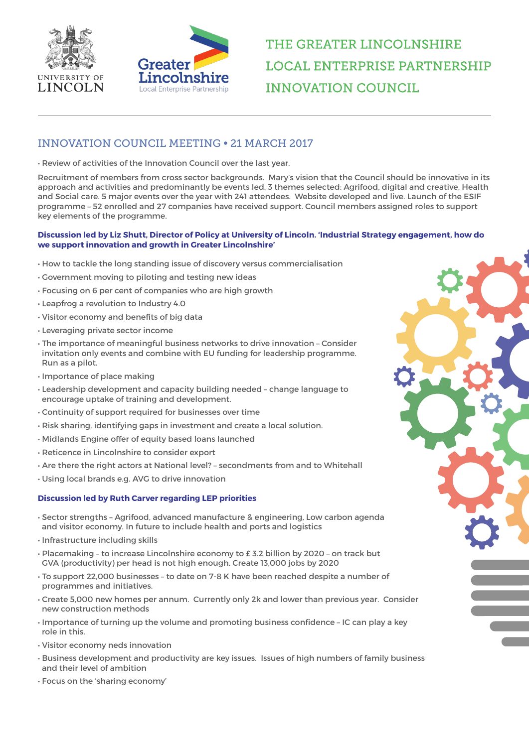# THE GREATER LINCOLNSHIRE LOCAL ENTERPRISE PARTNERSHIP INNOVATION COUNCIL

## INNOVATION COUNCIL MEETING • 21 MARCH 2017

- Review of activities of the Innovation Council over the last year.

Recruitment of members from cross sector backgrounds. Mary's vision that the Council should be innovative in its approach and activities and predominantly be events led. 3 themes selected: Agrifood, digital and creative, Health and Social care. 5 major events over the year with 241 attendees. Website developed and live. Launch of the ESIF programme – 52 enrolled and 27 companies have received support. Council members assigned roles to support key elements of the programme.

**Discussion led by Liz Shutt, Director of Policy at University of Lincoln. 'Industrial Strategy engagement, how do we support innovation and growth in Greater Lincolnshire'**

- How to tackle the long standing issue of discovery versus commercialisation
- Government moving to piloting and testing new ideas
- Focusing on 6 per cent of companies who are high growth
- Leapfrog a revolution to Industry 4.0
- Visitor economy and benefits of big data
- Leveraging private sector income
- The importance of meaningful business networks to drive innovation – Consider invitation only events and combine with EU funding for leadership programme. Run as a pilot.
- Importance of place making
- Leadership development and capacity building needed – change language to encourage uptake of training and development.
- Continuity of support required for businesses over time
- Risk sharing, identifying gaps in investment and create a local solution.
- Midlands Engine offer of equity based loans launched
- Reticence in Lincolnshire to consider export
- Are there the right actors at National level? – secondments from and to Whitehall
- Using local brands e.g. AVG to drive innovation

**Discussion led by Ruth Carver regarding LEP priorities**

- Sector strengths – Agrifood, advanced manufacture & engineering, Low carbon agenda and visitor economy. In future to include health and ports and logistics
- Infrastructure including skills
- Placemaking – to increase Lincolnshire economy to £ 3.2 billion by 2020 – on track but GVA (productivity) per head is not high enough. Create 13,000 jobs by 2020
- To support 22,000 businesses – to date on 7-8 K have been reached despite a number of programmes and initiatives.
- Create 5,000 new homes per annum. Currently only 2k and lower than previous year. Consider new construction methods
- Importance of turning up the volume and promoting business confidence – IC can play a key role in this.
- Visitor economy neds innovation
- Business development and productivity are key issues. Issues of high numbers of family business and their level of ambition
- Focus on the 'sharing economy'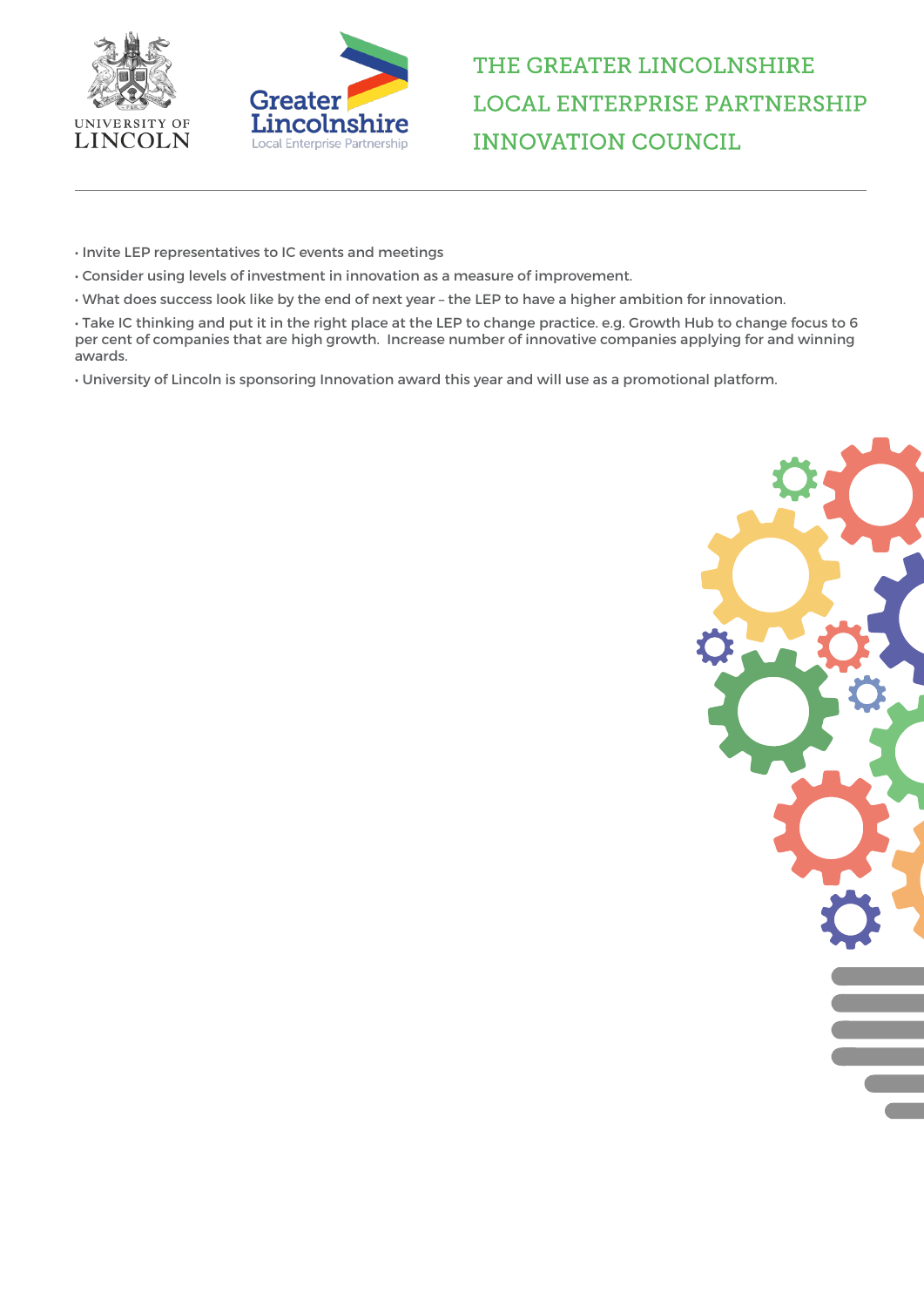# THE GREATER LINCOLNSHIRE LOCAL ENTERPRISE PARTNERSHIP INNOVATION COUNCIL

- Invite LEP representatives to IC events and meetings
- Consider using levels of investment in innovation as a measure of improvement.
- What does success look like by the end of next year – the LEP to have a higher ambition for innovation.
- Take IC thinking and put it in the right place at the LEP to change practice. e.g. Growth Hub to change focus to 6 per cent of companies that are high growth. Increase number of innovative companies applying for and winning awards.
- University of Lincoln is sponsoring Innovation award this year and will use as a promotional platform.